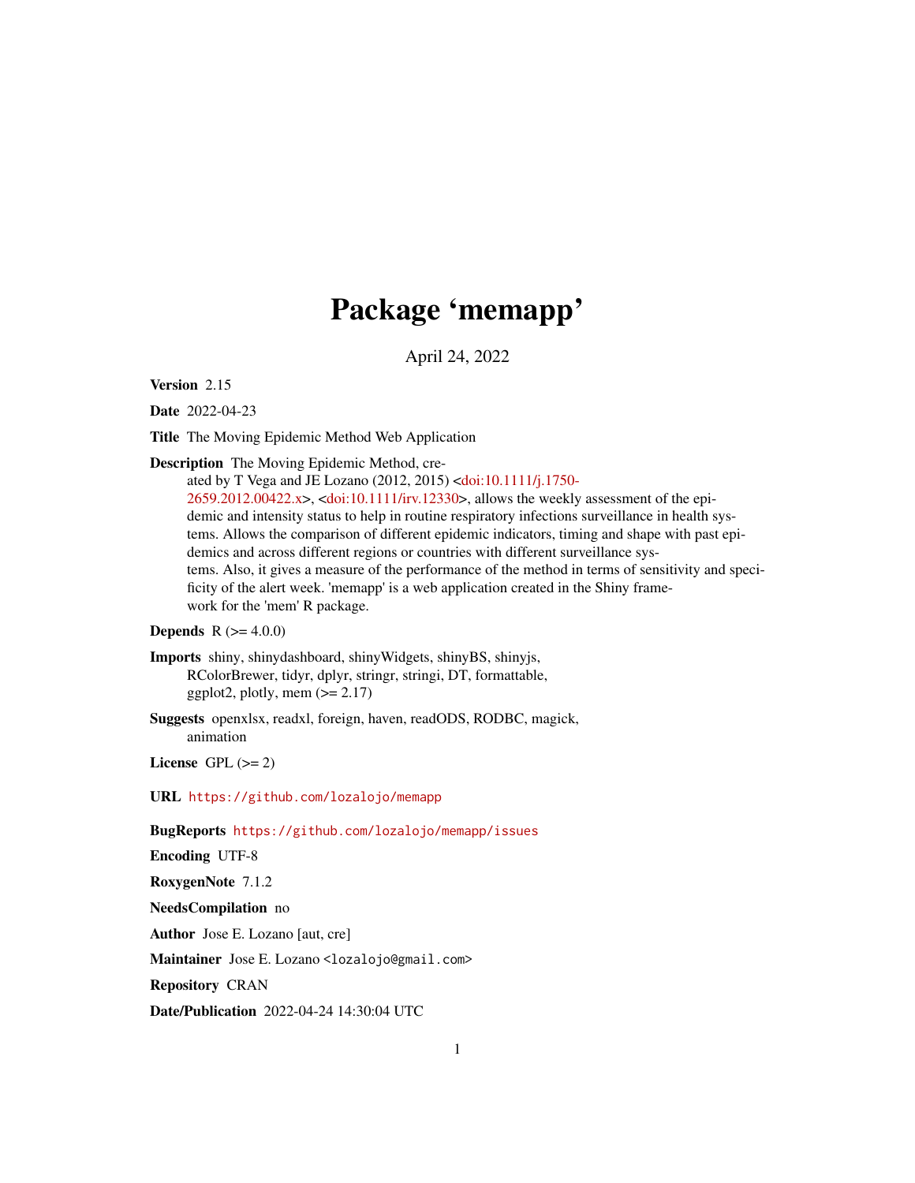# Package 'memapp'

April 24, 2022

**Version** 2.15

**Date** 2022-04-23

**Title** The Moving Epidemic Method Web Application

**Description** The Moving Epidemic Method, created by T Vega and JE Lozano (2012, 2015) <doi:10.1111/j.1750-2659.2012.00422.x>, <doi:10.1111/irv.12330>, allows the weekly assessment of the epidemic and intensity status to help in routine respiratory infections surveillance in health systems. Allows the comparison of different epidemic indicators, timing and shape with past epidemics and across different regions or countries with different surveillance systems. Also, it gives a measure of the performance of the method in terms of sensitivity and specificity of the alert week. 'memapp' is a web application created in the Shiny framework for the 'mem' R package.

**Depends** R (>= 4.0.0)

**Imports** shiny, shinydashboard, shinyWidgets, shinyBS, shinyjs, RColorBrewer, tidyr, dplyr, stringr, stringi, DT, formattable, ggplot2, plotly, mem (>= 2.17)

**Suggests** openxlsx, readxl, foreign, haven, readODS, RODBC, magick, animation

**License** GPL (>= 2)

**URL** https://github.com/lozalojo/memapp

**BugReports** https://github.com/lozalojo/memapp/issues

**Encoding** UTF-8

**RoxygenNote** 7.1.2

**NeedsCompilation** no

**Author** Jose E. Lozano [aut, cre]

**Maintainer** Jose E. Lozano <lozalojo@gmail.com>

**Repository** CRAN

**Date/Publication** 2022-04-24 14:30:04 UTC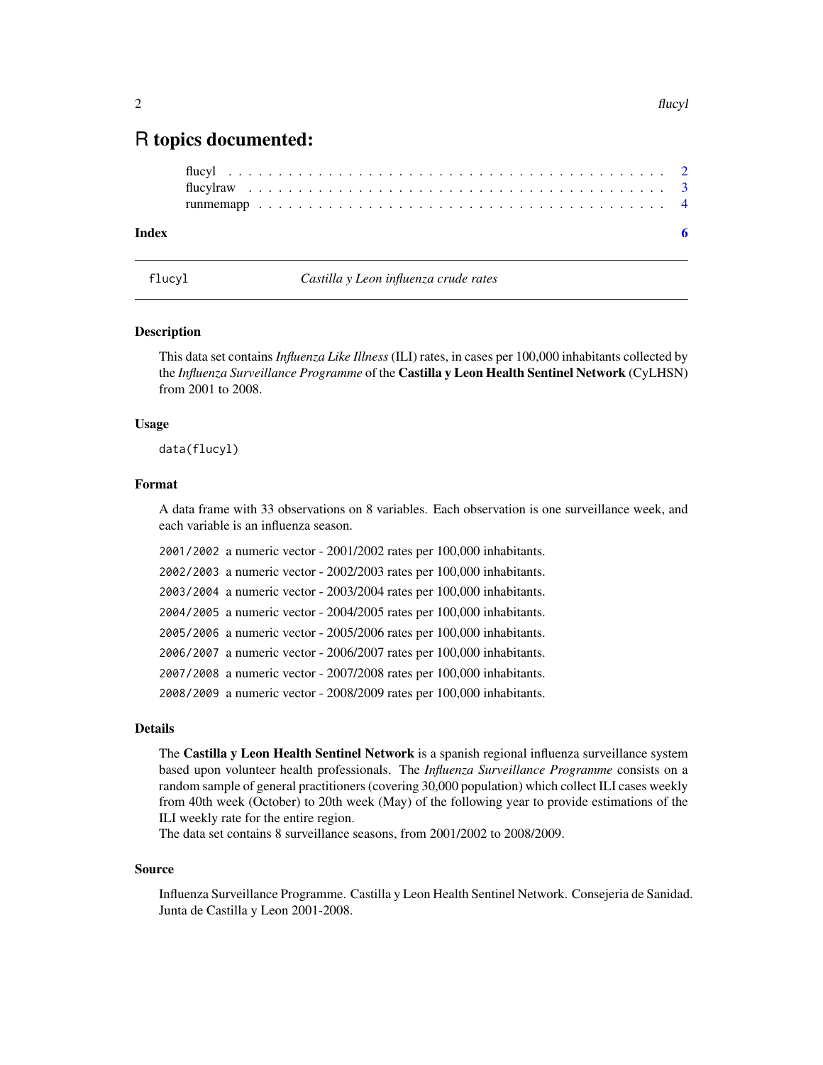# R topics documented:

flucyl . . . . . . . . . . . . . . . . . . . . . . . . . . . . . . . . . . . . . . . . . 2
flucylraw . . . . . . . . . . . . . . . . . . . . . . . . . . . . . . . . . . . . . . . 3
runmemapp . . . . . . . . . . . . . . . . . . . . . . . . . . . . . . . . . . . . . . 4

**Index** **6**

---

## flucyl *Castilla y Leon influenza crude rates*

### Description

This data set contains *Influenza Like Illness* (ILI) rates, in cases per 100,000 inhabitants collected by the *Influenza Surveillance Programme* of the **Castilla y Leon Health Sentinel Network** (CyLHSN) from 2001 to 2008.

### Usage

```
data(flucyl)
```

### Format

A data frame with 33 observations on 8 variables. Each observation is one surveillance week, and each variable is an influenza season.

`2001/2002` a numeric vector - 2001/2002 rates per 100,000 inhabitants.

`2002/2003` a numeric vector - 2002/2003 rates per 100,000 inhabitants.

`2003/2004` a numeric vector - 2003/2004 rates per 100,000 inhabitants.

`2004/2005` a numeric vector - 2004/2005 rates per 100,000 inhabitants.

`2005/2006` a numeric vector - 2005/2006 rates per 100,000 inhabitants.

`2006/2007` a numeric vector - 2006/2007 rates per 100,000 inhabitants.

`2007/2008` a numeric vector - 2007/2008 rates per 100,000 inhabitants.

`2008/2009` a numeric vector - 2008/2009 rates per 100,000 inhabitants.

### Details

The **Castilla y Leon Health Sentinel Network** is a spanish regional influenza surveillance system based upon volunteer health professionals. The *Influenza Surveillance Programme* consists on a random sample of general practitioners (covering 30,000 population) which collect ILI cases weekly from 40th week (October) to 20th week (May) of the following year to provide estimations of the ILI weekly rate for the entire region.
The data set contains 8 surveillance seasons, from 2001/2002 to 2008/2009.

### Source

Influenza Surveillance Programme. Castilla y Leon Health Sentinel Network. Consejeria de Sanidad. Junta de Castilla y Leon 2001-2008.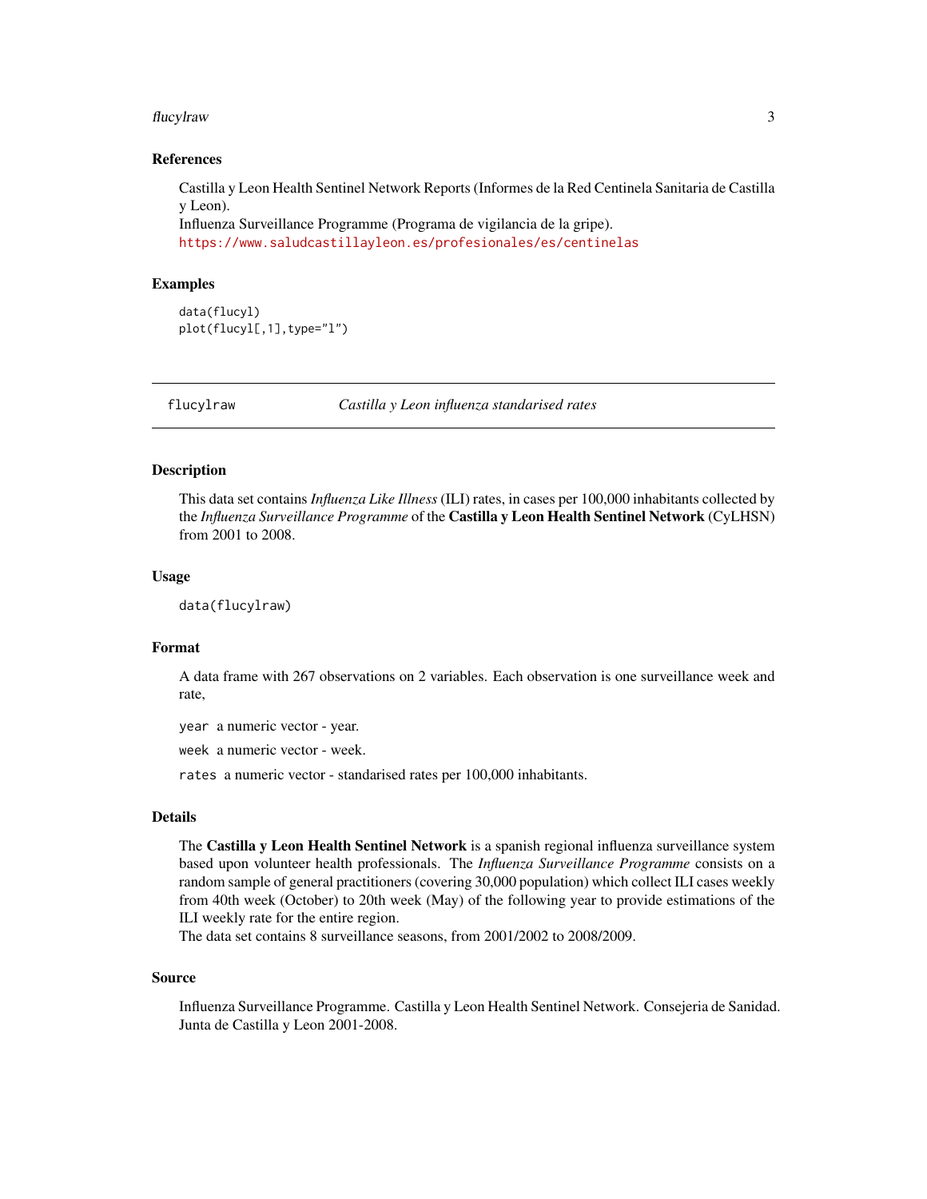### References

Castilla y Leon Health Sentinel Network Reports (Informes de la Red Centinela Sanitaria de Castilla y Leon).
Influenza Surveillance Programme (Programa de vigilancia de la gripe).
https://www.saludcastillayleon.es/profesionales/es/centinelas

### Examples

```
data(flucyl)
plot(flucyl[,1],type="l")
```

---

## flucylraw — *Castilla y Leon influenza standarised rates*

---

### Description

This data set contains *Influenza Like Illness* (ILI) rates, in cases per 100,000 inhabitants collected by the *Influenza Surveillance Programme* of the **Castilla y Leon Health Sentinel Network** (CyLHSN) from 2001 to 2008.

### Usage

```
data(flucylraw)
```

### Format

A data frame with 267 observations on 2 variables. Each observation is one surveillance week and rate,

`year` a numeric vector - year.

`week` a numeric vector - week.

`rates` a numeric vector - standarised rates per 100,000 inhabitants.

### Details

The **Castilla y Leon Health Sentinel Network** is a spanish regional influenza surveillance system based upon volunteer health professionals. The *Influenza Surveillance Programme* consists on a random sample of general practitioners (covering 30,000 population) which collect ILI cases weekly from 40th week (October) to 20th week (May) of the following year to provide estimations of the ILI weekly rate for the entire region.
The data set contains 8 surveillance seasons, from 2001/2002 to 2008/2009.

### Source

Influenza Surveillance Programme. Castilla y Leon Health Sentinel Network. Consejeria de Sanidad. Junta de Castilla y Leon 2001-2008.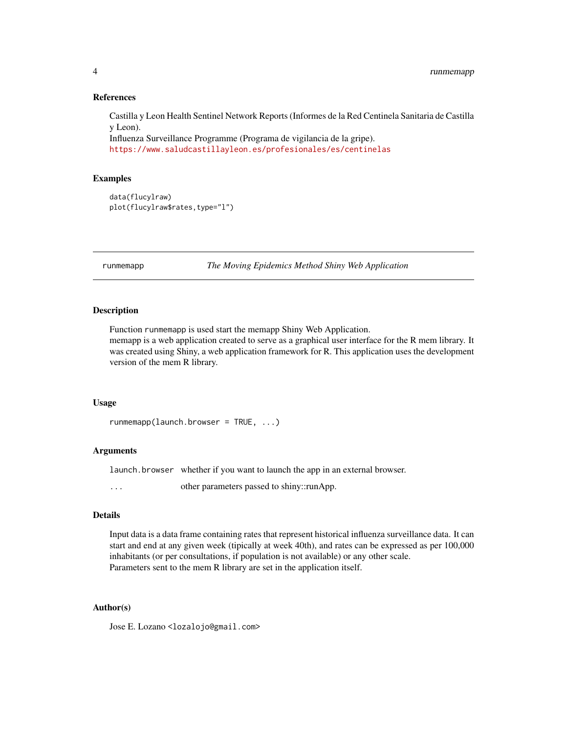## References

Castilla y Leon Health Sentinel Network Reports (Informes de la Red Centinela Sanitaria de Castilla y Leon).
Influenza Surveillance Programme (Programa de vigilancia de la gripe).
https://www.saludcastillayleon.es/profesionales/es/centinelas

## Examples

```
data(flucylraw)
plot(flucylraw$rates,type="l")
```

---

# runmemapp — *The Moving Epidemics Method Shiny Web Application*

---

## Description

Function `runmemapp` is used start the memapp Shiny Web Application.
memapp is a web application created to serve as a graphical user interface for the R mem library. It was created using Shiny, a web application framework for R. This application uses the development version of the mem R library.

## Usage

```
runmemapp(launch.browser = TRUE, ...)
```

## Arguments

| | |
|---|---|
| `launch.browser` | whether if you want to launch the app in an external browser. |
| `...` | other parameters passed to shiny::runApp. |

## Details

Input data is a data frame containing rates that represent historical influenza surveillance data. It can start and end at any given week (tipically at week 40th), and rates can be expressed as per 100,000 inhabitants (or per consultations, if population is not available) or any other scale.
Parameters sent to the mem R library are set in the application itself.

## Author(s)

Jose E. Lozano <lozalojo@gmail.com>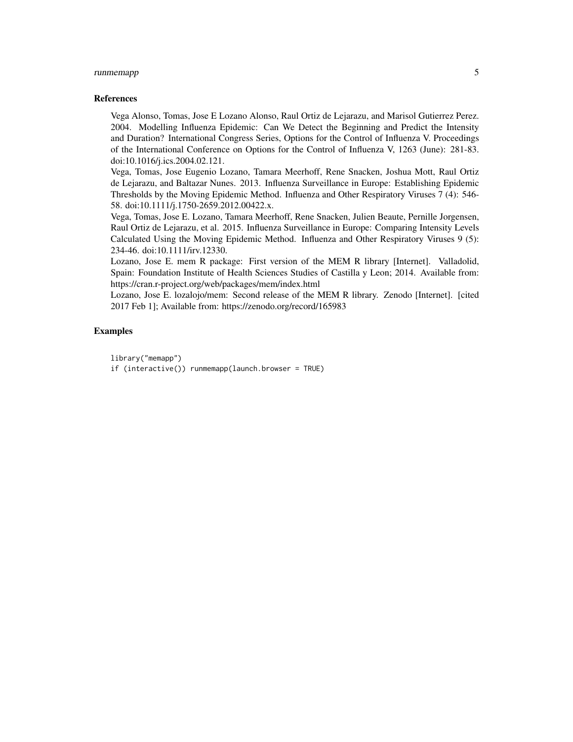## References

Vega Alonso, Tomas, Jose E Lozano Alonso, Raul Ortiz de Lejarazu, and Marisol Gutierrez Perez. 2004. Modelling Influenza Epidemic: Can We Detect the Beginning and Predict the Intensity and Duration? International Congress Series, Options for the Control of Influenza V. Proceedings of the International Conference on Options for the Control of Influenza V, 1263 (June): 281-83. doi:10.1016/j.ics.2004.02.121.

Vega, Tomas, Jose Eugenio Lozano, Tamara Meerhoff, Rene Snacken, Joshua Mott, Raul Ortiz de Lejarazu, and Baltazar Nunes. 2013. Influenza Surveillance in Europe: Establishing Epidemic Thresholds by the Moving Epidemic Method. Influenza and Other Respiratory Viruses 7 (4): 546-58. doi:10.1111/j.1750-2659.2012.00422.x.

Vega, Tomas, Jose E. Lozano, Tamara Meerhoff, Rene Snacken, Julien Beaute, Pernille Jorgensen, Raul Ortiz de Lejarazu, et al. 2015. Influenza Surveillance in Europe: Comparing Intensity Levels Calculated Using the Moving Epidemic Method. Influenza and Other Respiratory Viruses 9 (5): 234-46. doi:10.1111/irv.12330.

Lozano, Jose E. mem R package: First version of the MEM R library [Internet]. Valladolid, Spain: Foundation Institute of Health Sciences Studies of Castilla y Leon; 2014. Available from: https://cran.r-project.org/web/packages/mem/index.html

Lozano, Jose E. lozalojo/mem: Second release of the MEM R library. Zenodo [Internet]. [cited 2017 Feb 1]; Available from: https://zenodo.org/record/165983

## Examples

```
library("memapp")
if (interactive()) runmemapp(launch.browser = TRUE)
```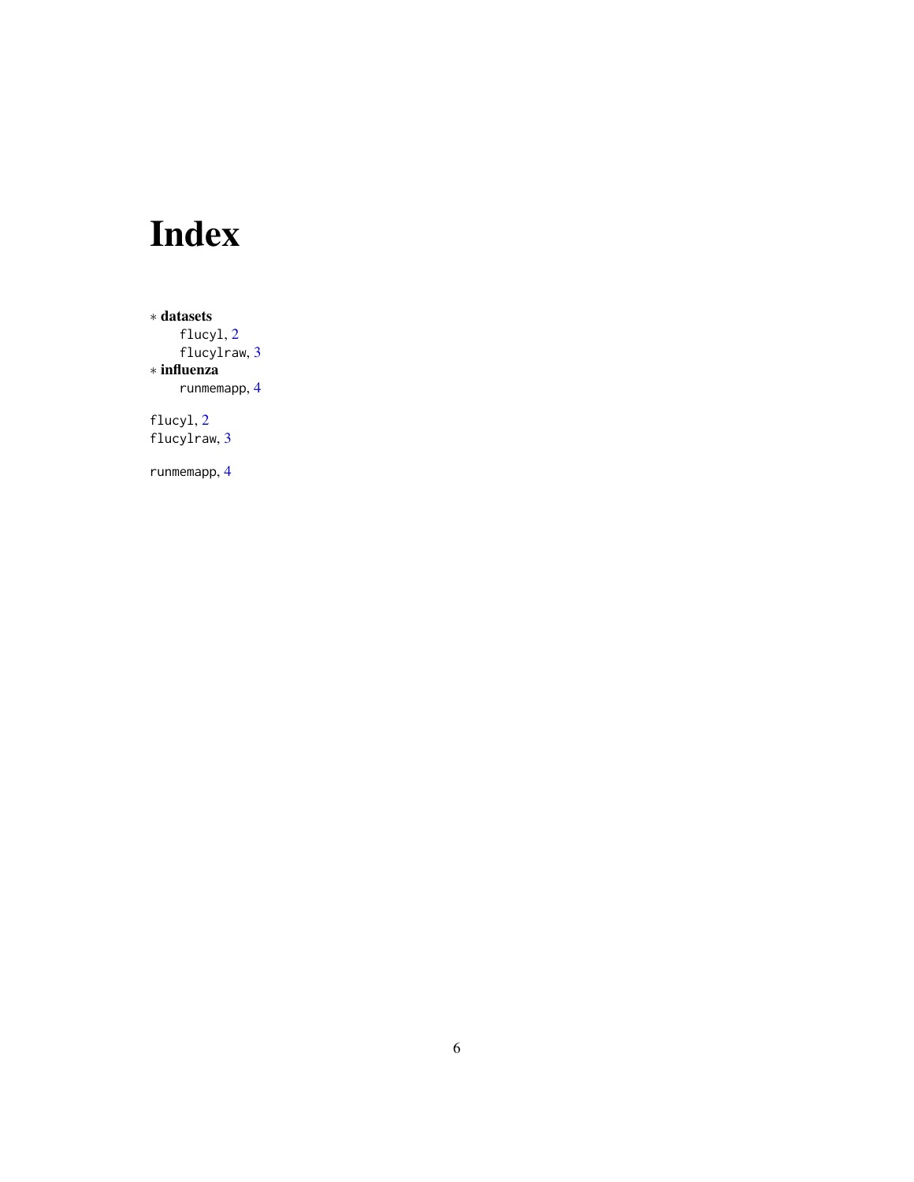# Index

* **datasets**
    - flucyl, 2
    - flucylraw, 3
* **influenza**
    - runmemapp, 4

flucyl, 2
flucylraw, 3

runmemapp, 4